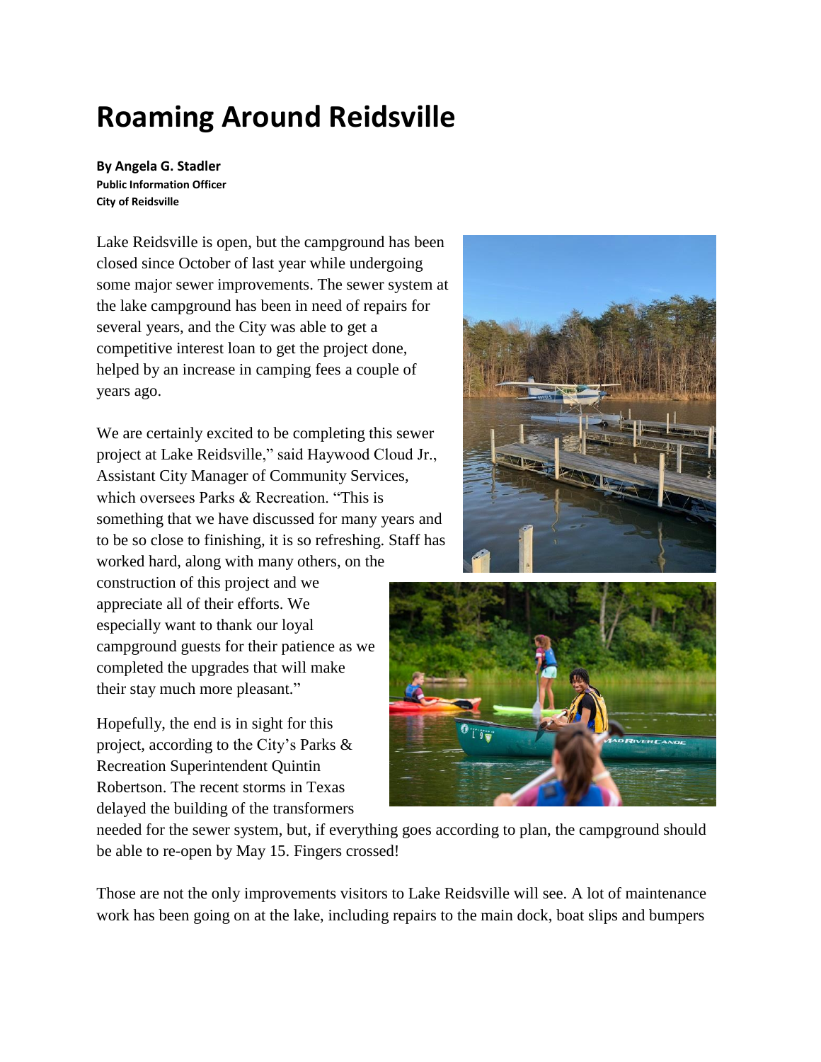# Roaming Around Reidsville

**By Angela G. Stadler**
**Public Information Officer**
**City of Reidsville**

Lake Reidsville is open, but the campground has been closed since October of last year while undergoing some major sewer improvements. The sewer system at the lake campground has been in need of repairs for several years, and the City was able to get a competitive interest loan to get the project done, helped by an increase in camping fees a couple of years ago.

We are certainly excited to be completing this sewer project at Lake Reidsville," said Haywood Cloud Jr., Assistant City Manager of Community Services, which oversees Parks & Recreation. "This is something that we have discussed for many years and to be so close to finishing, it is so refreshing. Staff has worked hard, along with many others, on the construction of this project and we appreciate all of their efforts. We especially want to thank our loyal campground guests for their patience as we completed the upgrades that will make their stay much more pleasant."

Hopefully, the end is in sight for this project, according to the City's Parks & Recreation Superintendent Quintin Robertson. The recent storms in Texas delayed the building of the transformers needed for the sewer system, but, if everything goes according to plan, the campground should be able to re-open by May 15. Fingers crossed!

Those are not the only improvements visitors to Lake Reidsville will see. A lot of maintenance work has been going on at the lake, including repairs to the main dock, boat slips and bumpers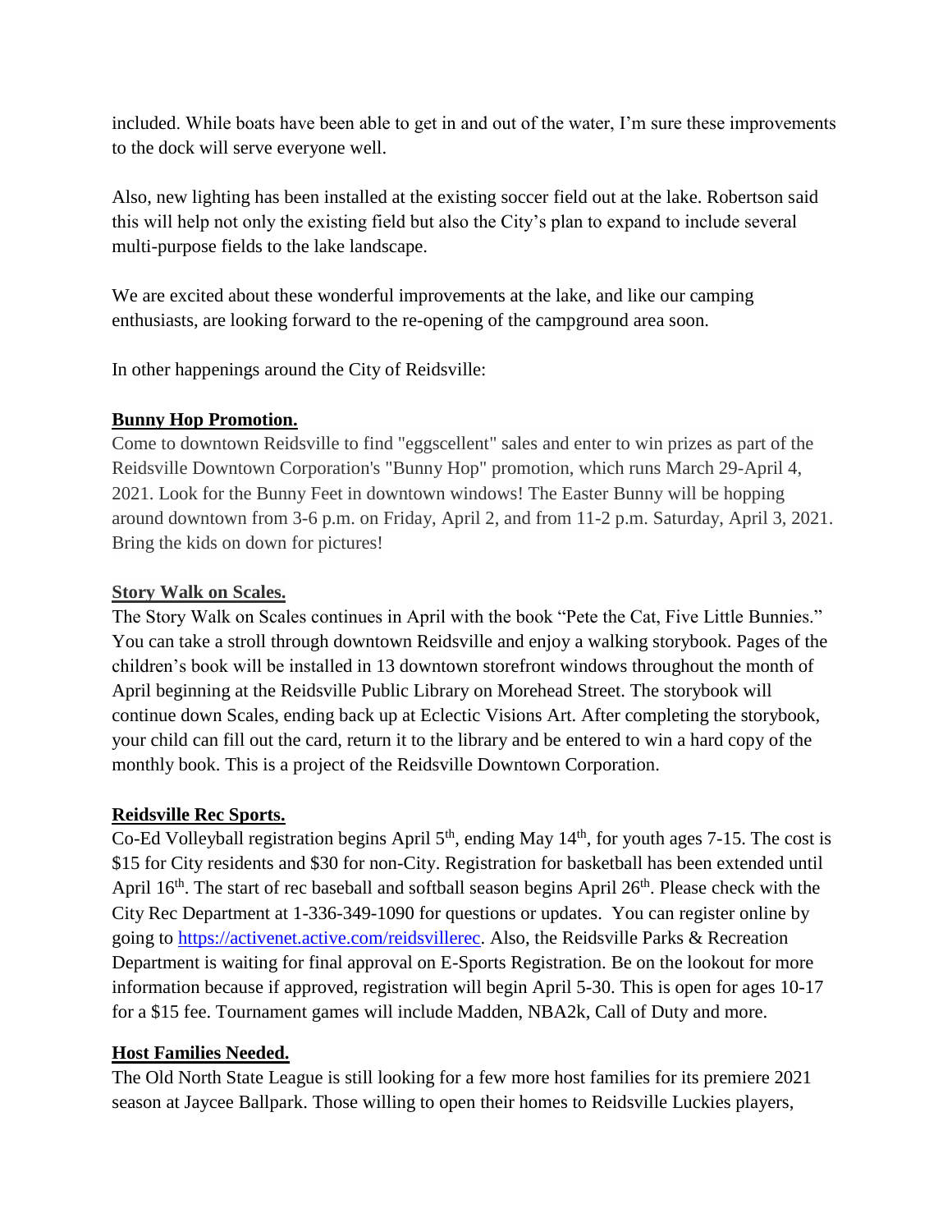included. While boats have been able to get in and out of the water, I'm sure these improvements to the dock will serve everyone well.

Also, new lighting has been installed at the existing soccer field out at the lake. Robertson said this will help not only the existing field but also the City's plan to expand to include several multi-purpose fields to the lake landscape.

We are excited about these wonderful improvements at the lake, and like our camping enthusiasts, are looking forward to the re-opening of the campground area soon.

In other happenings around the City of Reidsville:

**Bunny Hop Promotion.**

Come to downtown Reidsville to find "eggscellent" sales and enter to win prizes as part of the Reidsville Downtown Corporation's "Bunny Hop" promotion, which runs March 29-April 4, 2021. Look for the Bunny Feet in downtown windows! The Easter Bunny will be hopping around downtown from 3-6 p.m. on Friday, April 2, and from 11-2 p.m. Saturday, April 3, 2021. Bring the kids on down for pictures!

**Story Walk on Scales.**

The Story Walk on Scales continues in April with the book "Pete the Cat, Five Little Bunnies." You can take a stroll through downtown Reidsville and enjoy a walking storybook. Pages of the children's book will be installed in 13 downtown storefront windows throughout the month of April beginning at the Reidsville Public Library on Morehead Street. The storybook will continue down Scales, ending back up at Eclectic Visions Art. After completing the storybook, your child can fill out the card, return it to the library and be entered to win a hard copy of the monthly book. This is a project of the Reidsville Downtown Corporation.

**Reidsville Rec Sports.**

Co-Ed Volleyball registration begins April 5th, ending May 14th, for youth ages 7-15. The cost is $15 for City residents and $30 for non-City. Registration for basketball has been extended until April 16th. The start of rec baseball and softball season begins April 26th. Please check with the City Rec Department at 1-336-349-1090 for questions or updates. You can register online by going to [https://activenet.active.com/reidsvillerec](https://activenet.active.com/reidsvillerec). Also, the Reidsville Parks & Recreation Department is waiting for final approval on E-Sports Registration. Be on the lookout for more information because if approved, registration will begin April 5-30. This is open for ages 10-17 for a $15 fee. Tournament games will include Madden, NBA2k, Call of Duty and more.

**Host Families Needed.**

The Old North State League is still looking for a few more host families for its premiere 2021 season at Jaycee Ballpark. Those willing to open their homes to Reidsville Luckies players,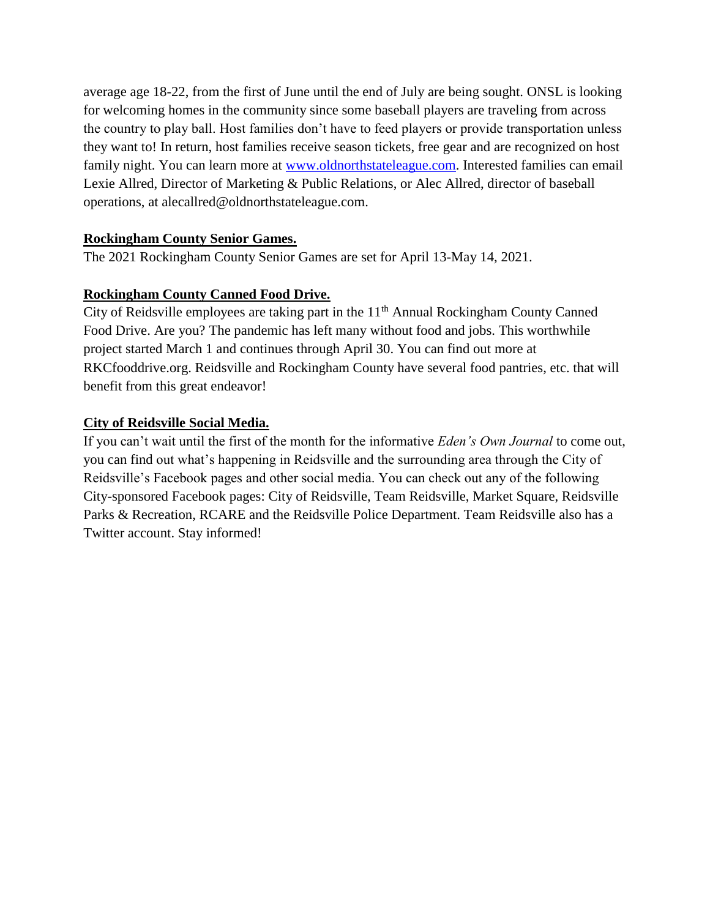average age 18-22, from the first of June until the end of July are being sought. ONSL is looking for welcoming homes in the community since some baseball players are traveling from across the country to play ball. Host families don't have to feed players or provide transportation unless they want to! In return, host families receive season tickets, free gear and are recognized on host family night. You can learn more at [www.oldnorthstateleague.com](http://www.oldnorthstateleague.com). Interested families can email Lexie Allred, Director of Marketing & Public Relations, or Alec Allred, director of baseball operations, at alecallred@oldnorthstateleague.com.

**Rockingham County Senior Games.**

The 2021 Rockingham County Senior Games are set for April 13-May 14, 2021.

**Rockingham County Canned Food Drive.**

City of Reidsville employees are taking part in the 11th Annual Rockingham County Canned Food Drive. Are you? The pandemic has left many without food and jobs. This worthwhile project started March 1 and continues through April 30. You can find out more at RKCfooddrive.org. Reidsville and Rockingham County have several food pantries, etc. that will benefit from this great endeavor!

**City of Reidsville Social Media.**

If you can't wait until the first of the month for the informative *Eden's Own Journal* to come out, you can find out what's happening in Reidsville and the surrounding area through the City of Reidsville's Facebook pages and other social media. You can check out any of the following City-sponsored Facebook pages: City of Reidsville, Team Reidsville, Market Square, Reidsville Parks & Recreation, RCARE and the Reidsville Police Department. Team Reidsville also has a Twitter account. Stay informed!